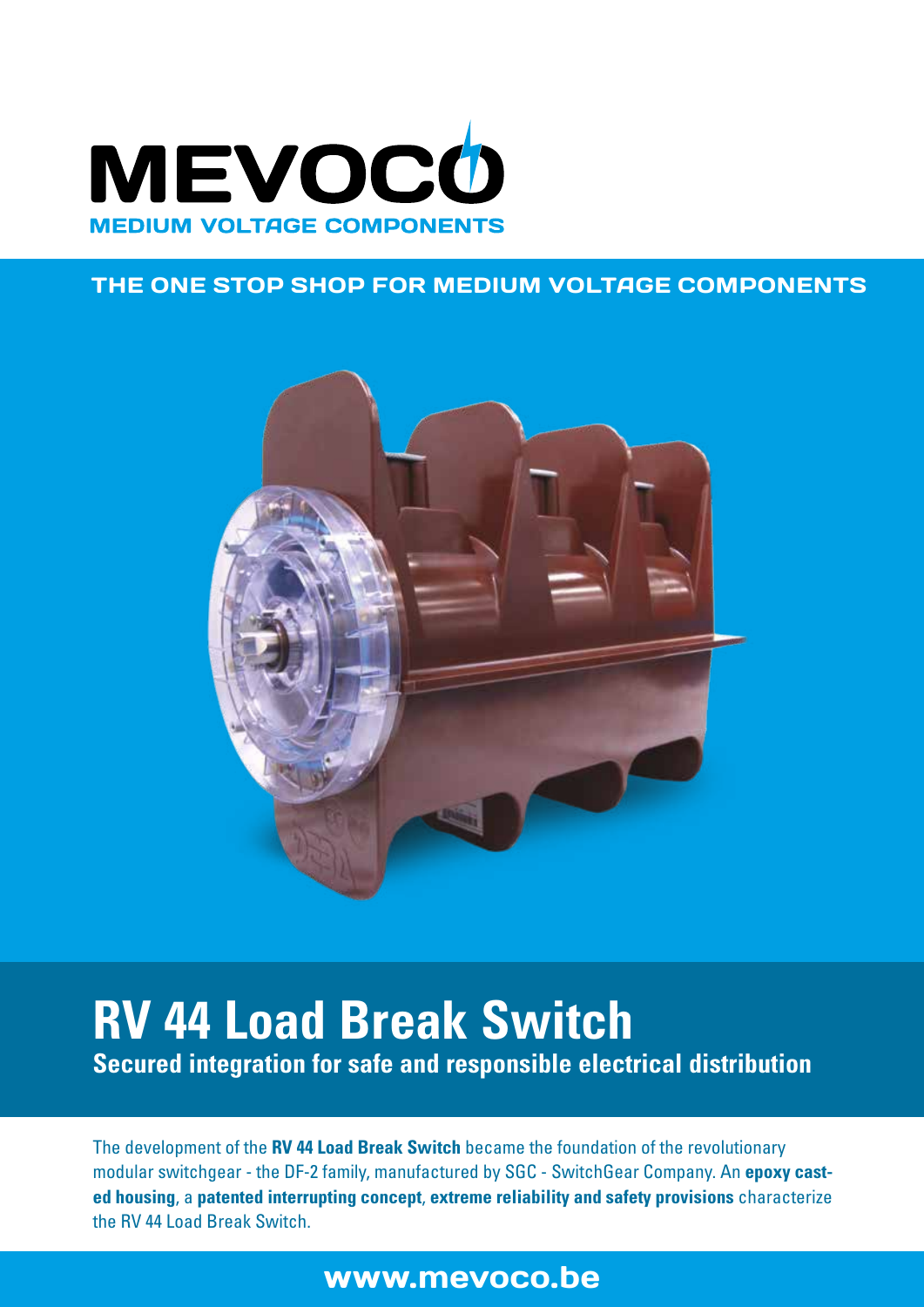# MEVOCO

**MEDIUM VOLTAGE COMPONENTS**

**THE ONE STOP SHOP FOR MEDIUM VOLTAGE COMPONENTS**

# RV 44 Load Break Switch

**Secured integration for safe and responsible electrical distribution**

The development of the **RV 44 Load Break Switch** became the foundation of the revolutionary modular switchgear - the DF-2 family, manufactured by SGC - SwitchGear Company. An **epoxy casted housing**, a **patented interrupting concept**, **extreme reliability and safety provisions** characterize the RV 44 Load Break Switch.

**www.mevoco.be**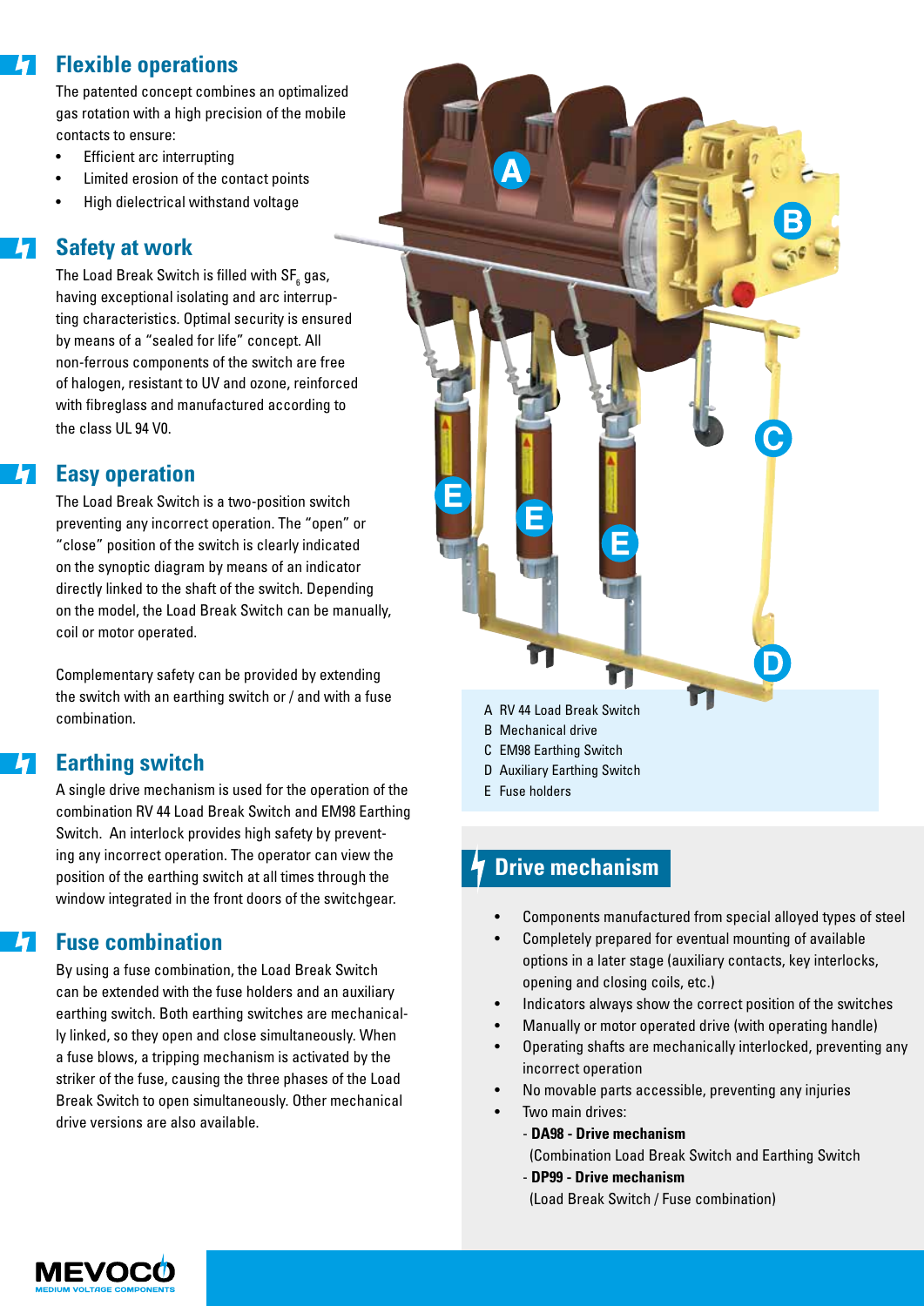## Flexible operations

The patented concept combines an optimalized gas rotation with a high precision of the mobile contacts to ensure:

- Efficient arc interrupting
- Limited erosion of the contact points
- High dielectrical withstand voltage

## Safety at work

The Load Break Switch is filled with $SF_6$ gas, having exceptional isolating and arc interrupting characteristics. Optimal security is ensured by means of a "sealed for life" concept. All non-ferrous components of the switch are free of halogen, resistant to UV and ozone, reinforced with fibreglass and manufactured according to the class UL 94 V0.

## Easy operation

The Load Break Switch is a two-position switch preventing any incorrect operation. The "open" or "close" position of the switch is clearly indicated on the synoptic diagram by means of an indicator directly linked to the shaft of the switch. Depending on the model, the Load Break Switch can be manually, coil or motor operated.

Complementary safety can be provided by extending the switch with an earthing switch or / and with a fuse combination.

## Earthing switch

A single drive mechanism is used for the operation of the combination RV 44 Load Break Switch and EM98 Earthing Switch. An interlock provides high safety by preventing any incorrect operation. The operator can view the position of the earthing switch at all times through the window integrated in the front doors of the switchgear.

## Fuse combination

By using a fuse combination, the Load Break Switch can be extended with the fuse holders and an auxiliary earthing switch. Both earthing switches are mechanically linked, so they open and close simultaneously. When a fuse blows, a tripping mechanism is activated by the striker of the fuse, causing the three phases of the Load Break Switch to open simultaneously. Other mechanical drive versions are also available.

A RV 44 Load Break Switch
B Mechanical drive
C EM98 Earthing Switch
D Auxiliary Earthing Switch
E Fuse holders

## Drive mechanism

- Components manufactured from special alloyed types of steel
- Completely prepared for eventual mounting of available options in a later stage (auxiliary contacts, key interlocks, opening and closing coils, etc.)
- Indicators always show the correct position of the switches
- Manually or motor operated drive (with operating handle)
- Operating shafts are mechanically interlocked, preventing any incorrect operation
- No movable parts accessible, preventing any injuries
- Two main drives:
  - **DA98 - Drive mechanism** (Combination Load Break Switch and Earthing Switch
  - **DP99 - Drive mechanism** (Load Break Switch / Fuse combination)

MEVOCO
MEDIUM VOLTAGE COMPONENTS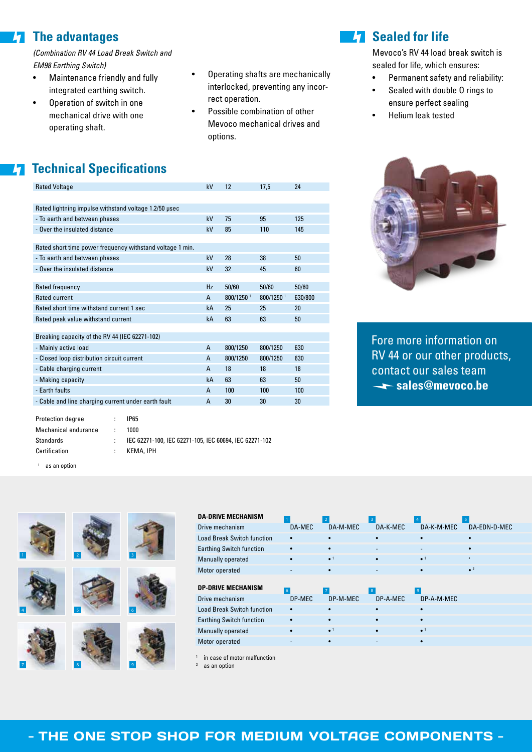## The advantages

*(Combination RV 44 Load Break Switch and EM98 Earthing Switch)*

- Maintenance friendly and fully integrated earthing switch.
- Operation of switch in one mechanical drive with one operating shaft.
- Operating shafts are mechanically interlocked, preventing any incorrect operation.
- Possible combination of other Mevoco mechanical drives and options.

## Sealed for life

Mevoco's RV 44 load break switch is sealed for life, which ensures:

- Permanent safety and reliability:
- Sealed with double O rings to ensure perfect sealing
- Helium leak tested

## Technical Specifications

| | | | | |
|---|---|---|---|---|
| Rated Voltage | kV | 12 | 17,5 | 24 |
| | | | | |
| Rated lightning impulse withstand voltage 1.2/50 µsec | | | | |
| - To earth and between phases | kV | 75 | 95 | 125 |
| - Over the insulated distance | kV | 85 | 110 | 145 |
| | | | | |
| Rated short time power frequency withstand voltage 1 min. | | | | |
| - To earth and between phases | kV | 28 | 38 | 50 |
| - Over the insulated distance | kV | 32 | 45 | 60 |
| | | | | |
| Rated frequency | Hz | 50/60 | 50/60 | 50/60 |
| Rated current | A | 800/1250 [1] | 800/1250 [1] | 630/800 |
| Rated short time withstand current 1 sec | kA | 25 | 25 | 20 |
| Rated peak value withstand current | kA | 63 | 63 | 50 |
| | | | | |
| Breaking capacity of the RV 44 (IEC 62271-102) | | | | |
| - Mainly active load | A | 800/1250 | 800/1250 | 630 |
| - Closed loop distribution circuit current | A | 800/1250 | 800/1250 | 630 |
| - Cable charging current | A | 18 | 18 | 18 |
| - Making capacity | kA | 63 | 63 | 50 |
| - Earth faults | A | 100 | 100 | 100 |
| - Cable and line charging current under earth fault | A | 30 | 30 | 30 |

| | | |
|---|---|---|
| Protection degree | : | IP65 |
| Mechanical endurance | : | 1000 |
| Standards | : | IEC 62271-100, IEC 62271-105, IEC 60694, IEC 62271-102 |
| Certification | : | KEMA, IPH |

[1] as an option

Fore more information on RV 44 or our other products, contact our sales team **sales@mevoco.be**

| DA-DRIVE MECHANISM | 1 | 2 | 3 | 4 | 5 |
|---|---|---|---|---|---|
| Drive mechanism | DA-MEC | DA-M-MEC | DA-K-MEC | DA-K-M-MEC | DA-EDN-D-MEC |
| Load Break Switch function | • | • | • | • | • |
| Earthing Switch function | • | • | - | - | • |
| Manually operated | • | • [1] | • | • [1] | • |
| Motor operated | - | • | - | • | • [2] |

| DP-DRIVE MECHANISM | 6 | 7 | 8 | 9 |
|---|---|---|---|---|
| Drive mechanism | DP-MEC | DP-M-MEC | DP-A-MEC | DP-A-M-MEC |
| Load Break Switch function | • | • | • | • |
| Earthing Switch function | • | • | • | • |
| Manually operated | • | • [1] | • | • [1] |
| Motor operated | - | • | - | • |

[1] in case of motor malfunction
[2] as an option

- THE ONE STOP SHOP FOR MEDIUM VOLTAGE COMPONENTS -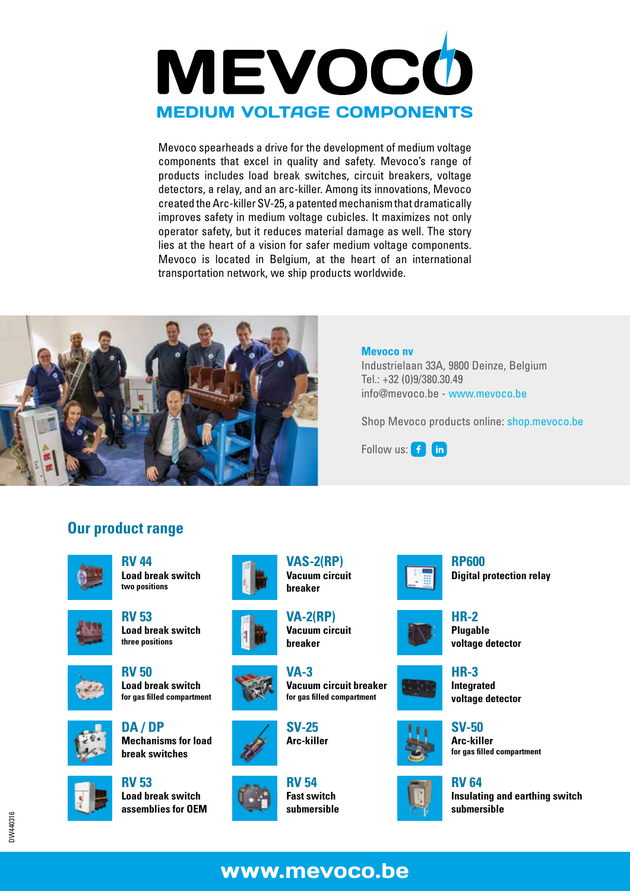# MEVOCO

## MEDIUM VOLTAGE COMPONENTS

Mevoco spearheads a drive for the development of medium voltage components that excel in quality and safety. Mevoco's range of products includes load break switches, circuit breakers, voltage detectors, a relay, and an arc-killer. Among its innovations, Mevoco created the Arc-killer SV-25, a patented mechanism that dramatically improves safety in medium voltage cubicles. It maximizes not only operator safety, but it reduces material damage as well. The story lies at the heart of a vision for safer medium voltage components. Mevoco is located in Belgium, at the heart of an international transportation network, we ship products worldwide.

**Mevoco nv**
Industrielaan 33A, 9800 Deinze, Belgium
Tel.: +32 (0)9/380.30.49
info@mevoco.be - www.mevoco.be

Shop Mevoco products online: shop.mevoco.be

Follow us:

## Our product range

**RV 44**
Load break switch
two positions

**RV 53**
Load break switch
three positions

**RV 50**
Load break switch
for gas filled compartment

**DA / DP**
Mechanisms for load break switches

**RV 53**
Load break switch assemblies for OEM

**VAS-2(RP)**
Vacuum circuit breaker

**VA-2(RP)**
Vacuum circuit breaker

**VA-3**
Vacuum circuit breaker
for gas filled compartment

**SV-25**
Arc-killer

**RV 54**
Fast switch submersible

**RP600**
Digital protection relay

**HR-2**
Plugable voltage detector

**HR-3**
Integrated voltage detector

**SV-50**
Arc-killer
for gas filled compartment

**RV 64**
Insulating and earthing switch submersible

DW440316

**www.mevoco.be**